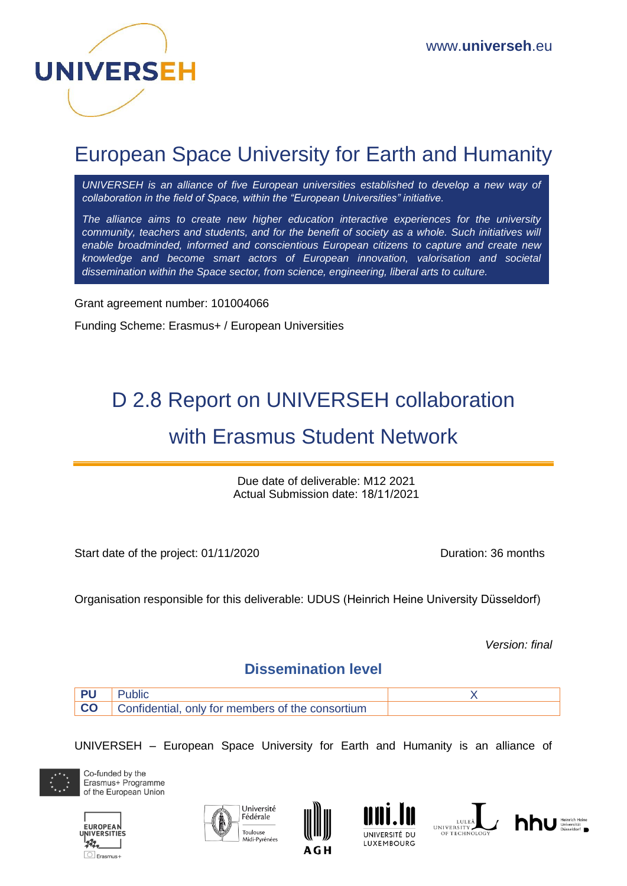www.**universeh**.eu

# European Space University for Earth and Humanity

*UNIVERSEH is an alliance of five European universities established to develop a new way of collaboration in the field of Space, within the "European Universities" initiative.*

*The alliance aims to create new higher education interactive experiences for the university community, teachers and students, and for the benefit of society as a whole. Such initiatives will enable broadminded, informed and conscientious European citizens to capture and create new knowledge and become smart actors of European innovation, valorisation and societal dissemination within the Space sector, from science, engineering, liberal arts to culture.*

Grant agreement number: 101004066

Funding Scheme: Erasmus+ / European Universities

# D 2.8 Report on UNIVERSEH collaboration with Erasmus Student Network

Due date of deliverable: M12 2021
Actual Submission date: 18/11/2021

Start date of the project: 01/11/2020

Duration: 36 months

Organisation responsible for this deliverable: UDUS (Heinrich Heine University Düsseldorf)

*Version: final*

## Dissemination level

| | | |
|---|---|---|
| **PU** | Public | X |
| **CO** | Confidential, only for members of the consortium | |

UNIVERSEH – European Space University for Earth and Humanity is an alliance of

Co-funded by the Erasmus+ Programme of the European Union

EUROPEAN UNIVERSITIES Erasmus+

Université Fédérale Toulouse Midi-Pyrénées

AGH

UNIVERSITÉ DU LUXEMBOURG

LULEÅ UNIVERSITY OF TECHNOLOGY

hhu Heinrich Heine Universität Düsseldorf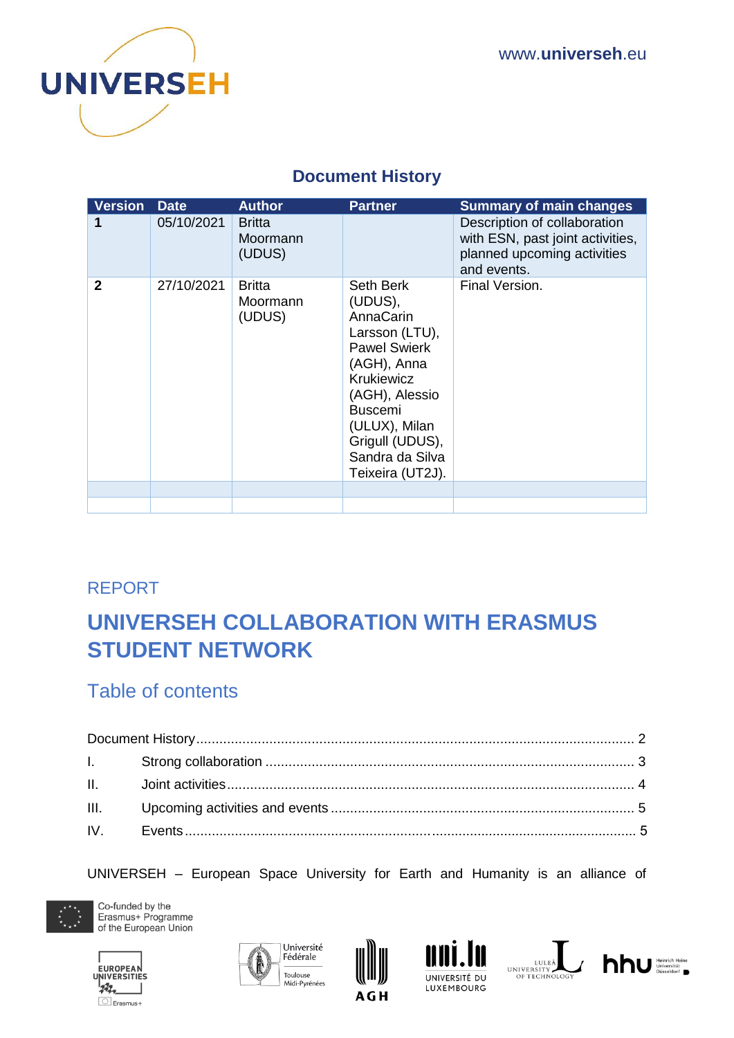## Document History

| Version | Date | Author | Partner | Summary of main changes |
|---|---|---|---|---|
| **1** | 05/10/2021 | Britta Moormann (UDUS) | | Description of collaboration with ESN, past joint activities, planned upcoming activities and events. |
| **2** | 27/10/2021 | Britta Moormann (UDUS) | Seth Berk (UDUS), AnnaCarin Larsson (LTU), Pawel Swierk (AGH), Anna Krukiewicz (AGH), Alessio Buscemi (ULUX), Milan Grigull (UDUS), Sandra da Silva Teixeira (UT2J). | Final Version. |
| | | | | |
| | | | | |

REPORT

# UNIVERSEH COLLABORATION WITH ERASMUS STUDENT NETWORK

## Table of contents

Document History .......... 2
I. Strong collaboration .......... 3
II. Joint activities .......... 4
III. Upcoming activities and events .......... 5
IV. Events .......... 5

UNIVERSEH – European Space University for Earth and Humanity is an alliance of

Co-funded by the Erasmus+ Programme of the European Union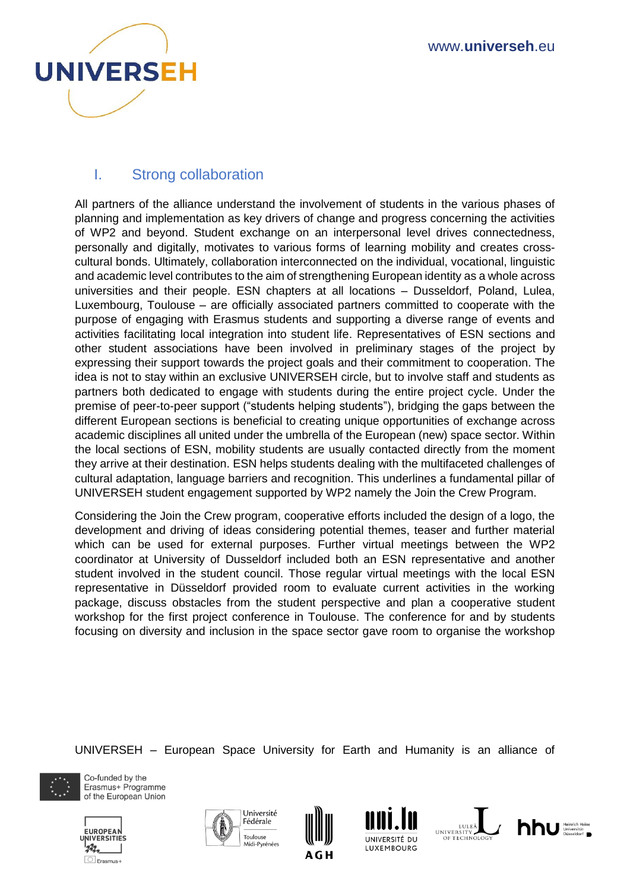## I. Strong collaboration

All partners of the alliance understand the involvement of students in the various phases of planning and implementation as key drivers of change and progress concerning the activities of WP2 and beyond. Student exchange on an interpersonal level drives connectedness, personally and digitally, motivates to various forms of learning mobility and creates cross-cultural bonds. Ultimately, collaboration interconnected on the individual, vocational, linguistic and academic level contributes to the aim of strengthening European identity as a whole across universities and their people. ESN chapters at all locations – Dusseldorf, Poland, Lulea, Luxembourg, Toulouse – are officially associated partners committed to cooperate with the purpose of engaging with Erasmus students and supporting a diverse range of events and activities facilitating local integration into student life. Representatives of ESN sections and other student associations have been involved in preliminary stages of the project by expressing their support towards the project goals and their commitment to cooperation. The idea is not to stay within an exclusive UNIVERSEH circle, but to involve staff and students as partners both dedicated to engage with students during the entire project cycle. Under the premise of peer-to-peer support ("students helping students"), bridging the gaps between the different European sections is beneficial to creating unique opportunities of exchange across academic disciplines all united under the umbrella of the European (new) space sector. Within the local sections of ESN, mobility students are usually contacted directly from the moment they arrive at their destination. ESN helps students dealing with the multifaceted challenges of cultural adaptation, language barriers and recognition. This underlines a fundamental pillar of UNIVERSEH student engagement supported by WP2 namely the Join the Crew Program.

Considering the Join the Crew program, cooperative efforts included the design of a logo, the development and driving of ideas considering potential themes, teaser and further material which can be used for external purposes. Further virtual meetings between the WP2 coordinator at University of Dusseldorf included both an ESN representative and another student involved in the student council. Those regular virtual meetings with the local ESN representative in Düsseldorf provided room to evaluate current activities in the working package, discuss obstacles from the student perspective and plan a cooperative student workshop for the first project conference in Toulouse. The conference for and by students focusing on diversity and inclusion in the space sector gave room to organise the workshop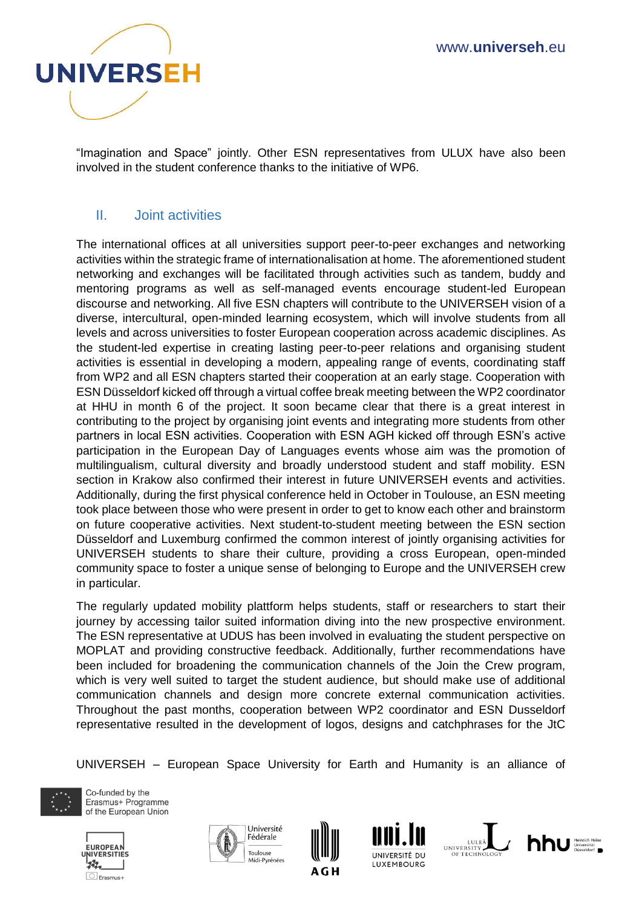"Imagination and Space" jointly. Other ESN representatives from ULUX have also been involved in the student conference thanks to the initiative of WP6.

## II. Joint activities

The international offices at all universities support peer-to-peer exchanges and networking activities within the strategic frame of internationalisation at home. The aforementioned student networking and exchanges will be facilitated through activities such as tandem, buddy and mentoring programs as well as self-managed events encourage student-led European discourse and networking. All five ESN chapters will contribute to the UNIVERSEH vision of a diverse, intercultural, open-minded learning ecosystem, which will involve students from all levels and across universities to foster European cooperation across academic disciplines. As the student-led expertise in creating lasting peer-to-peer relations and organising student activities is essential in developing a modern, appealing range of events, coordinating staff from WP2 and all ESN chapters started their cooperation at an early stage. Cooperation with ESN Düsseldorf kicked off through a virtual coffee break meeting between the WP2 coordinator at HHU in month 6 of the project. It soon became clear that there is a great interest in contributing to the project by organising joint events and integrating more students from other partners in local ESN activities. Cooperation with ESN AGH kicked off through ESN's active participation in the European Day of Languages events whose aim was the promotion of multilingualism, cultural diversity and broadly understood student and staff mobility. ESN section in Krakow also confirmed their interest in future UNIVERSEH events and activities. Additionally, during the first physical conference held in October in Toulouse, an ESN meeting took place between those who were present in order to get to know each other and brainstorm on future cooperative activities. Next student-to-student meeting between the ESN section Düsseldorf and Luxemburg confirmed the common interest of jointly organising activities for UNIVERSEH students to share their culture, providing a cross European, open-minded community space to foster a unique sense of belonging to Europe and the UNIVERSEH crew in particular.

The regularly updated mobility plattform helps students, staff or researchers to start their journey by accessing tailor suited information diving into the new prospective environment. The ESN representative at UDUS has been involved in evaluating the student perspective on MOPLAT and providing constructive feedback. Additionally, further recommendations have been included for broadening the communication channels of the Join the Crew program, which is very well suited to target the student audience, but should make use of additional communication channels and design more concrete external communication activities. Throughout the past months, cooperation between WP2 coordinator and ESN Dusseldorf representative resulted in the development of logos, designs and catchphrases for the JtC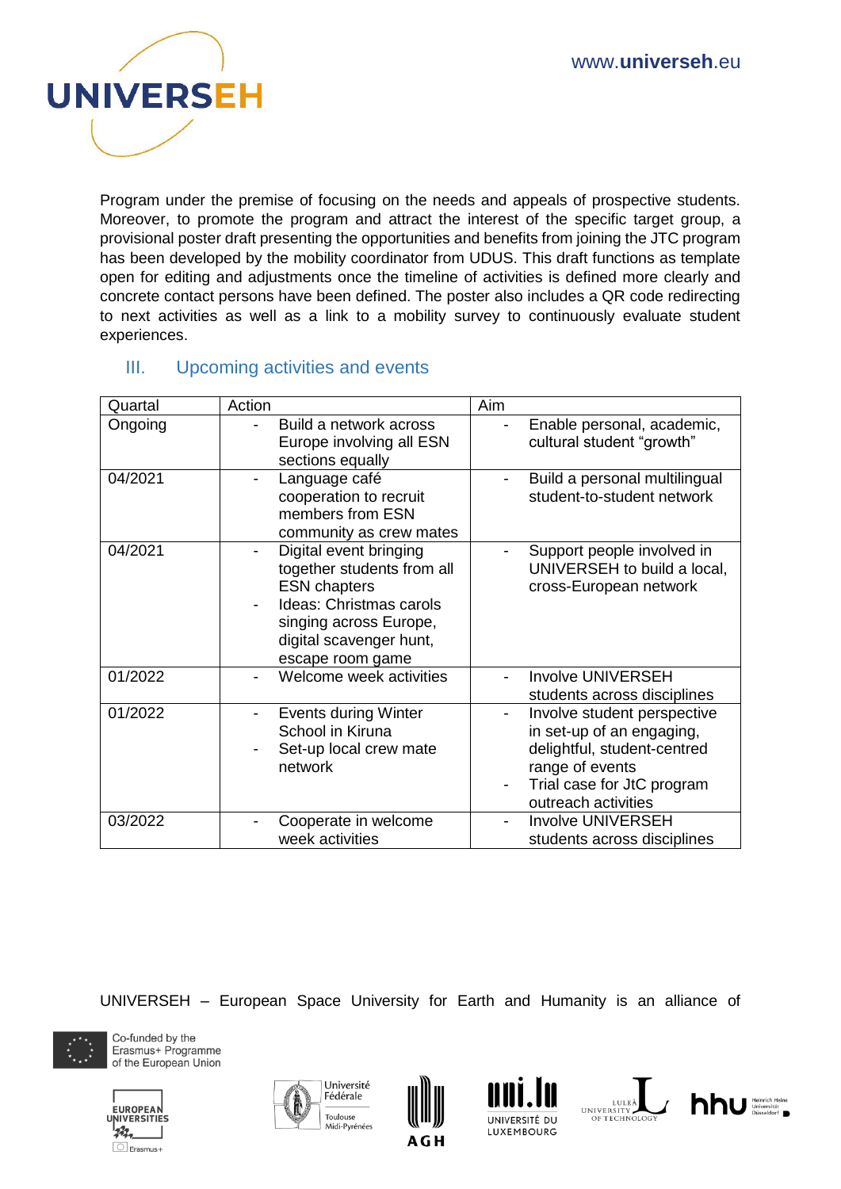Program under the premise of focusing on the needs and appeals of prospective students. Moreover, to promote the program and attract the interest of the specific target group, a provisional poster draft presenting the opportunities and benefits from joining the JTC program has been developed by the mobility coordinator from UDUS. This draft functions as template open for editing and adjustments once the timeline of activities is defined more clearly and concrete contact persons have been defined. The poster also includes a QR code redirecting to next activities as well as a link to a mobility survey to continuously evaluate student experiences.

## III. Upcoming activities and events

| Quartal | Action | Aim |
|---|---|---|
| Ongoing | - Build a network across Europe involving all ESN sections equally | - Enable personal, academic, cultural student "growth" |
| 04/2021 | - Language café cooperation to recruit members from ESN community as crew mates | - Build a personal multilingual student-to-student network |
| 04/2021 | - Digital event bringing together students from all ESN chapters<br>- Ideas: Christmas carols singing across Europe, digital scavenger hunt, escape room game | - Support people involved in UNIVERSEH to build a local, cross-European network |
| 01/2022 | - Welcome week activities | - Involve UNIVERSEH students across disciplines |
| 01/2022 | - Events during Winter School in Kiruna<br>- Set-up local crew mate network | - Involve student perspective in set-up of an engaging, delightful, student-centred range of events<br>- Trial case for JtC program outreach activities |
| 03/2022 | - Cooperate in welcome week activities | - Involve UNIVERSEH students across disciplines |